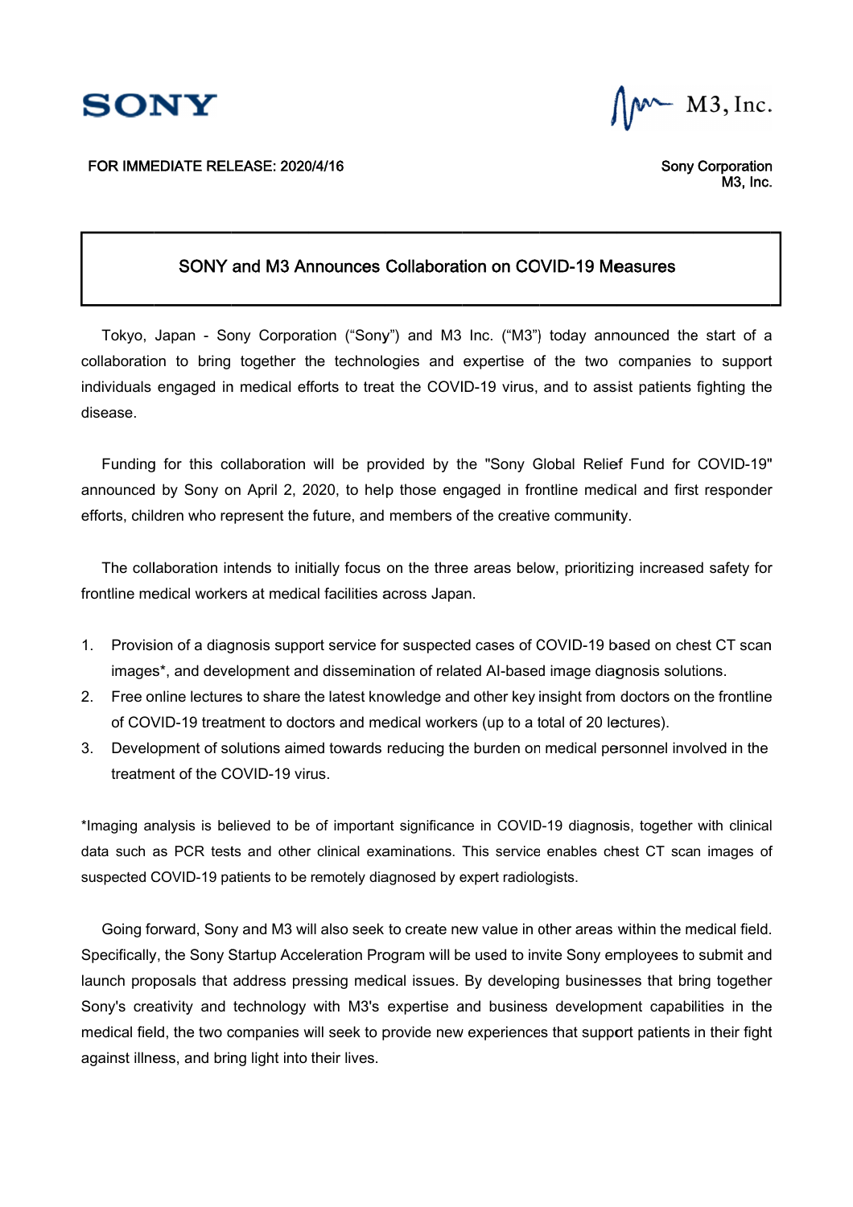SONY

M3, Inc.

FOR IMMEDIATE RELEASE: 2020/4/16

Sony Corporation
M3, Inc.

# SONY and M3 Announces Collaboration on COVID-19 Measures

Tokyo, Japan - Sony Corporation ("Sony") and M3 Inc. ("M3") today announced the start of a collaboration to bring together the technologies and expertise of the two companies to support individuals engaged in medical efforts to treat the COVID-19 virus, and to assist patients fighting the disease.

Funding for this collaboration will be provided by the "Sony Global Relief Fund for COVID-19" announced by Sony on April 2, 2020, to help those engaged in frontline medical and first responder efforts, children who represent the future, and members of the creative community.

The collaboration intends to initially focus on the three areas below, prioritizing increased safety for frontline medical workers at medical facilities across Japan.

1. Provision of a diagnosis support service for suspected cases of COVID-19 based on chest CT scan images*, and development and dissemination of related AI-based image diagnosis solutions.
2. Free online lectures to share the latest knowledge and other key insight from doctors on the frontline of COVID-19 treatment to doctors and medical workers (up to a total of 20 lectures).
3. Development of solutions aimed towards reducing the burden on medical personnel involved in the treatment of the COVID-19 virus.

*Imaging analysis is believed to be of important significance in COVID-19 diagnosis, together with clinical data such as PCR tests and other clinical examinations. This service enables chest CT scan images of suspected COVID-19 patients to be remotely diagnosed by expert radiologists.

Going forward, Sony and M3 will also seek to create new value in other areas within the medical field. Specifically, the Sony Startup Acceleration Program will be used to invite Sony employees to submit and launch proposals that address pressing medical issues. By developing businesses that bring together Sony's creativity and technology with M3's expertise and business development capabilities in the medical field, the two companies will seek to provide new experiences that support patients in their fight against illness, and bring light into their lives.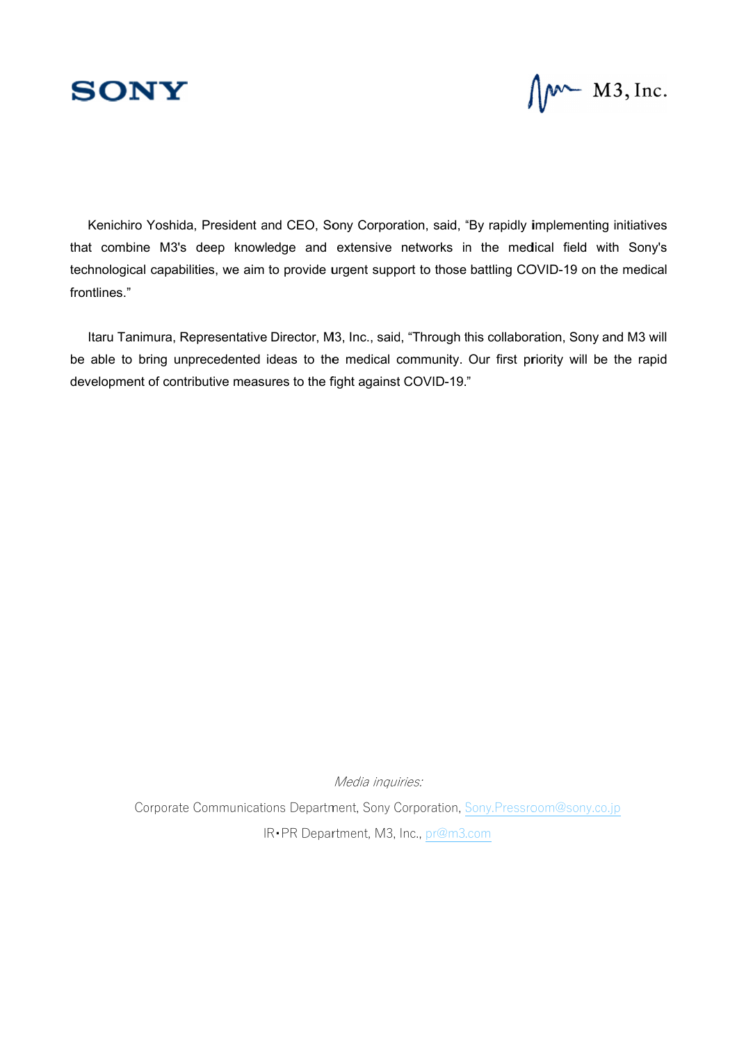SONY

M3, Inc.

Kenichiro Yoshida, President and CEO, Sony Corporation, said, "By rapidly implementing initiatives that combine M3's deep knowledge and extensive networks in the medical field with Sony's technological capabilities, we aim to provide urgent support to those battling COVID-19 on the medical frontlines."

Itaru Tanimura, Representative Director, M3, Inc., said, "Through this collaboration, Sony and M3 will be able to bring unprecedented ideas to the medical community. Our first priority will be the rapid development of contributive measures to the fight against COVID-19."

*Media inquiries:*

Corporate Communications Department, Sony Corporation, Sony.Pressroom@sony.co.jp

IR・PR Department, M3, Inc., pr@m3.com